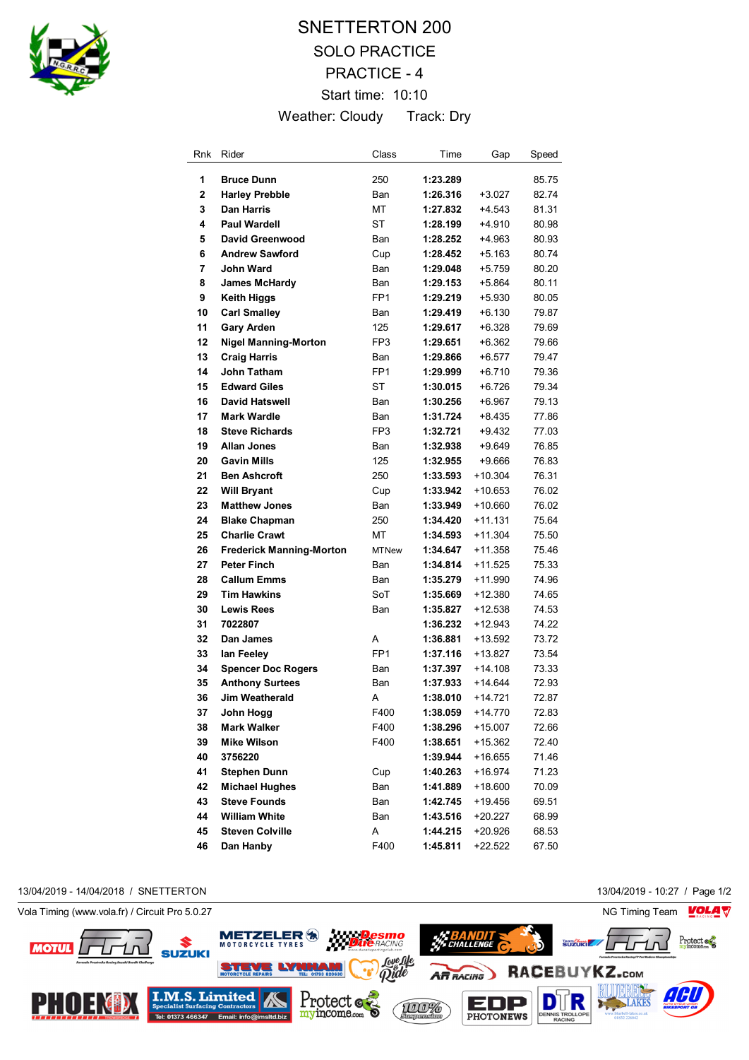# SNETTERTON 200

## SOLO PRACTICE

## PRACTICE - 4

Start time: 10:10

Weather: Cloudy Track: Dry

| Rnk | Rider | Class | Time | Gap | Speed |
|---|---|---|---|---|---|
| 1 | **Bruce Dunn** | 250 | **1:23.289** | | 85.75 |
| 2 | **Harley Prebble** | Ban | **1:26.316** | +3.027 | 82.74 |
| 3 | **Dan Harris** | MT | **1:27.832** | +4.543 | 81.31 |
| 4 | **Paul Wardell** | ST | **1:28.199** | +4.910 | 80.98 |
| 5 | **David Greenwood** | Ban | **1:28.252** | +4.963 | 80.93 |
| 6 | **Andrew Sawford** | Cup | **1:28.452** | +5.163 | 80.74 |
| 7 | **John Ward** | Ban | **1:29.048** | +5.759 | 80.20 |
| 8 | **James McHardy** | Ban | **1:29.153** | +5.864 | 80.11 |
| 9 | **Keith Higgs** | FP1 | **1:29.219** | +5.930 | 80.05 |
| 10 | **Carl Smalley** | Ban | **1:29.419** | +6.130 | 79.87 |
| 11 | **Gary Arden** | 125 | **1:29.617** | +6.328 | 79.69 |
| 12 | **Nigel Manning-Morton** | FP3 | **1:29.651** | +6.362 | 79.66 |
| 13 | **Craig Harris** | Ban | **1:29.866** | +6.577 | 79.47 |
| 14 | **John Tatham** | FP1 | **1:29.999** | +6.710 | 79.36 |
| 15 | **Edward Giles** | ST | **1:30.015** | +6.726 | 79.34 |
| 16 | **David Hatswell** | Ban | **1:30.256** | +6.967 | 79.13 |
| 17 | **Mark Wardle** | Ban | **1:31.724** | +8.435 | 77.86 |
| 18 | **Steve Richards** | FP3 | **1:32.721** | +9.432 | 77.03 |
| 19 | **Allan Jones** | Ban | **1:32.938** | +9.649 | 76.85 |
| 20 | **Gavin Mills** | 125 | **1:32.955** | +9.666 | 76.83 |
| 21 | **Ben Ashcroft** | 250 | **1:33.593** | +10.304 | 76.31 |
| 22 | **Will Bryant** | Cup | **1:33.942** | +10.653 | 76.02 |
| 23 | **Matthew Jones** | Ban | **1:33.949** | +10.660 | 76.02 |
| 24 | **Blake Chapman** | 250 | **1:34.420** | +11.131 | 75.64 |
| 25 | **Charlie Crawt** | MT | **1:34.593** | +11.304 | 75.50 |
| 26 | **Frederick Manning-Morton** | MTNew | **1:34.647** | +11.358 | 75.46 |
| 27 | **Peter Finch** | Ban | **1:34.814** | +11.525 | 75.33 |
| 28 | **Callum Emms** | Ban | **1:35.279** | +11.990 | 74.96 |
| 29 | **Tim Hawkins** | SoT | **1:35.669** | +12.380 | 74.65 |
| 30 | **Lewis Rees** | Ban | **1:35.827** | +12.538 | 74.53 |
| 31 | **7022807** | | **1:36.232** | +12.943 | 74.22 |
| 32 | **Dan James** | A | **1:36.881** | +13.592 | 73.72 |
| 33 | **Ian Feeley** | FP1 | **1:37.116** | +13.827 | 73.54 |
| 34 | **Spencer Doc Rogers** | Ban | **1:37.397** | +14.108 | 73.33 |
| 35 | **Anthony Surtees** | Ban | **1:37.933** | +14.644 | 72.93 |
| 36 | **Jim Weatherald** | A | **1:38.010** | +14.721 | 72.87 |
| 37 | **John Hogg** | F400 | **1:38.059** | +14.770 | 72.83 |
| 38 | **Mark Walker** | F400 | **1:38.296** | +15.007 | 72.66 |
| 39 | **Mike Wilson** | F400 | **1:38.651** | +15.362 | 72.40 |
| 40 | **3756220** | | **1:39.944** | +16.655 | 71.46 |
| 41 | **Stephen Dunn** | Cup | **1:40.263** | +16.974 | 71.23 |
| 42 | **Michael Hughes** | Ban | **1:41.889** | +18.600 | 70.09 |
| 43 | **Steve Founds** | Ban | **1:42.745** | +19.456 | 69.51 |
| 44 | **William White** | Ban | **1:43.516** | +20.227 | 68.99 |
| 45 | **Steven Colville** | A | **1:44.215** | +20.926 | 68.53 |
| 46 | **Dan Hanby** | F400 | **1:45.811** | +22.522 | 67.50 |

13/04/2019 - 14/04/2018 / SNETTERTON — 13/04/2019 - 10:27

Vola Timing (www.vola.fr) / Circuit Pro 5.0.27 — NG Timing Team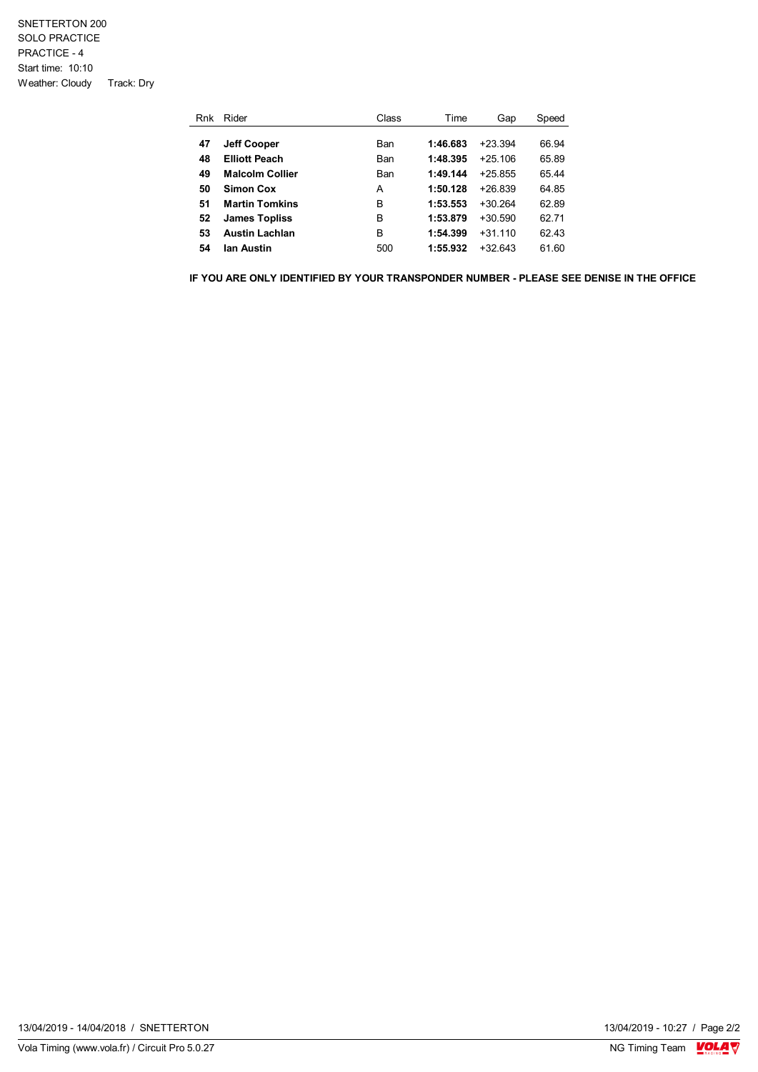SNETTERTON 200
SOLO PRACTICE
PRACTICE - 4
Start time: 10:10
Weather: Cloudy Track: Dry

| Rnk | Rider | Class | Time | Gap | Speed |
|---|---|---|---|---|---|
| **47** | **Jeff Cooper** | Ban | **1:46.683** | +23.394 | 66.94 |
| **48** | **Elliott Peach** | Ban | **1:48.395** | +25.106 | 65.89 |
| **49** | **Malcolm Collier** | Ban | **1:49.144** | +25.855 | 65.44 |
| **50** | **Simon Cox** | A | **1:50.128** | +26.839 | 64.85 |
| **51** | **Martin Tomkins** | B | **1:53.553** | +30.264 | 62.89 |
| **52** | **James Topliss** | B | **1:53.879** | +30.590 | 62.71 |
| **53** | **Austin Lachlan** | B | **1:54.399** | +31.110 | 62.43 |
| **54** | **Ian Austin** | 500 | **1:55.932** | +32.643 | 61.60 |

**IF YOU ARE ONLY IDENTIFIED BY YOUR TRANSPONDER NUMBER - PLEASE SEE DENISE IN THE OFFICE**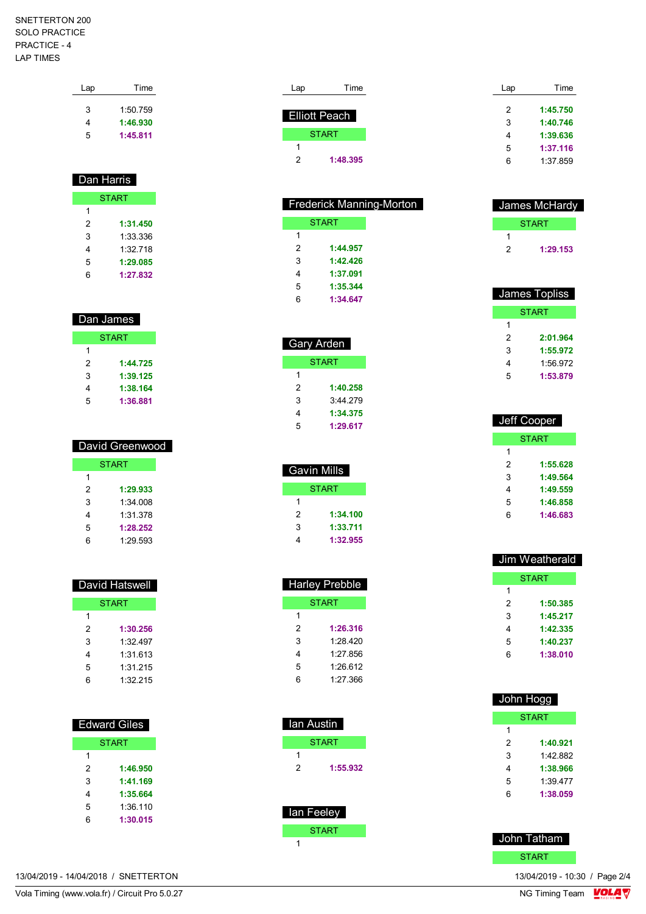SNETTERTON 200
SOLO PRACTICE
PRACTICE - 4
LAP TIMES

| Lap | Time |
|---|---|
| 3 | 1:50.759 |
| 4 | **1:46.930** |
| 5 | **1:45.811** |

### Dan Harris

| Lap | Time |
|---|---|
| START | |
| 1 | |
| 2 | **1:31.450** |
| 3 | 1:33.336 |
| 4 | 1:32.718 |
| 5 | **1:29.085** |
| 6 | **1:27.832** |

### Dan James

| Lap | Time |
|---|---|
| START | |
| 1 | |
| 2 | **1:44.725** |
| 3 | **1:39.125** |
| 4 | **1:38.164** |
| 5 | **1:36.881** |

### David Greenwood

| Lap | Time |
|---|---|
| START | |
| 1 | |
| 2 | **1:29.933** |
| 3 | 1:34.008 |
| 4 | 1:31.378 |
| 5 | **1:28.252** |
| 6 | 1:29.593 |

### David Hatswell

| Lap | Time |
|---|---|
| START | |
| 1 | |
| 2 | **1:30.256** |
| 3 | 1:32.497 |
| 4 | 1:31.613 |
| 5 | 1:31.215 |
| 6 | 1:32.215 |

### Edward Giles

| Lap | Time |
|---|---|
| START | |
| 1 | |
| 2 | **1:46.950** |
| 3 | **1:41.169** |
| 4 | **1:35.664** |
| 5 | 1:36.110 |
| 6 | **1:30.015** |

### Elliott Peach

| Lap | Time |
|---|---|
| START | |
| 1 | |
| 2 | **1:48.395** |

### Frederick Manning-Morton

| Lap | Time |
|---|---|
| START | |
| 1 | |
| 2 | **1:44.957** |
| 3 | **1:42.426** |
| 4 | **1:37.091** |
| 5 | **1:35.344** |
| 6 | **1:34.647** |

### Gary Arden

| Lap | Time |
|---|---|
| START | |
| 1 | |
| 2 | **1:40.258** |
| 3 | 3:44.279 |
| 4 | **1:34.375** |
| 5 | **1:29.617** |

### Gavin Mills

| Lap | Time |
|---|---|
| START | |
| 1 | |
| 2 | **1:34.100** |
| 3 | **1:33.711** |
| 4 | **1:32.955** |

### Harley Prebble

| Lap | Time |
|---|---|
| START | |
| 1 | |
| 2 | **1:26.316** |
| 3 | 1:28.420 |
| 4 | 1:27.856 |
| 5 | 1:26.612 |
| 6 | 1:27.366 |

### Ian Austin

| Lap | Time |
|---|---|
| START | |
| 1 | |
| 2 | **1:55.932** |

### Ian Feeley

| Lap | Time |
|---|---|
| START | |
| 1 | |

| Lap | Time |
|---|---|
| 2 | **1:45.750** |
| 3 | **1:40.746** |
| 4 | **1:39.636** |
| 5 | **1:37.116** |
| 6 | 1:37.859 |

### James McHardy

| Lap | Time |
|---|---|
| START | |
| 1 | |
| 2 | **1:29.153** |

### James Topliss

| Lap | Time |
|---|---|
| START | |
| 1 | |
| 2 | **2:01.964** |
| 3 | **1:55.972** |
| 4 | 1:56.972 |
| 5 | **1:53.879** |

### Jeff Cooper

| Lap | Time |
|---|---|
| START | |
| 1 | |
| 2 | **1:55.628** |
| 3 | **1:49.564** |
| 4 | **1:49.559** |
| 5 | **1:46.858** |
| 6 | **1:46.683** |

### Jim Weatherald

| Lap | Time |
|---|---|
| START | |
| 1 | |
| 2 | **1:50.385** |
| 3 | **1:45.217** |
| 4 | **1:42.335** |
| 5 | **1:40.237** |
| 6 | **1:38.010** |

### John Hogg

| Lap | Time |
|---|---|
| START | |
| 1 | |
| 2 | **1:40.921** |
| 3 | 1:42.882 |
| 4 | **1:38.966** |
| 5 | 1:39.477 |
| 6 | **1:38.059** |

### John Tatham

| Lap | Time |
|---|---|
| START | |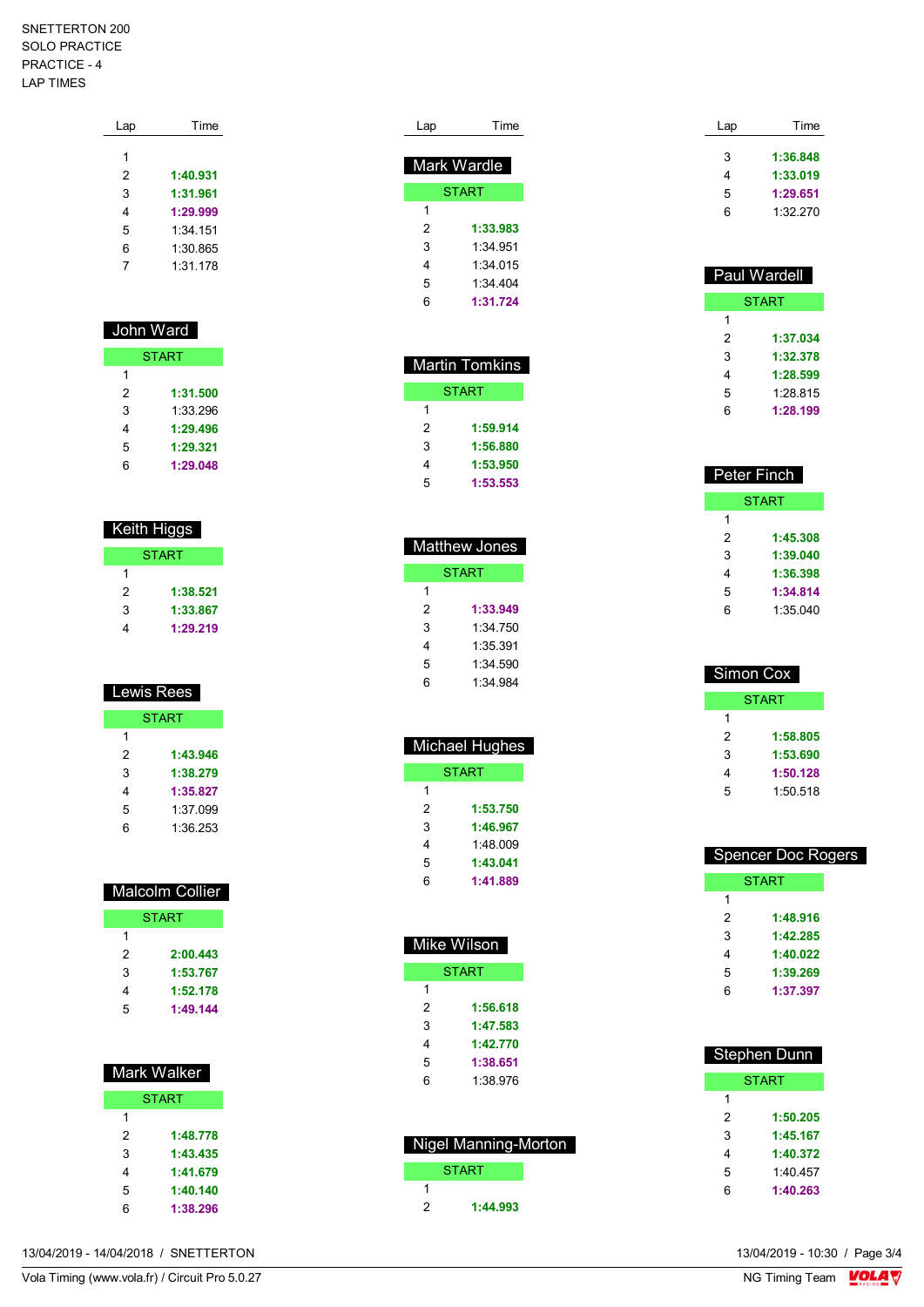SNETTERTON 200
SOLO PRACTICE
PRACTICE - 4
LAP TIMES

| Lap | Time |
|---|---|
| 1 | |
| 2 | **1:40.931** |
| 3 | **1:31.961** |
| 4 | **1:29.999** |
| 5 | 1:34.151 |
| 6 | 1:30.865 |
| 7 | 1:31.178 |

### John Ward

| Lap | Time |
|---|---|
| START | |
| 1 | |
| 2 | **1:31.500** |
| 3 | 1:33.296 |
| 4 | **1:29.496** |
| 5 | **1:29.321** |
| 6 | **1:29.048** |

### Keith Higgs

| Lap | Time |
|---|---|
| START | |
| 1 | |
| 2 | **1:38.521** |
| 3 | **1:33.867** |
| 4 | **1:29.219** |

### Lewis Rees

| Lap | Time |
|---|---|
| START | |
| 1 | |
| 2 | **1:43.946** |
| 3 | **1:38.279** |
| 4 | **1:35.827** |
| 5 | 1:37.099 |
| 6 | 1:36.253 |

### Malcolm Collier

| Lap | Time |
|---|---|
| START | |
| 1 | |
| 2 | **2:00.443** |
| 3 | **1:53.767** |
| 4 | **1:52.178** |
| 5 | **1:49.144** |

### Mark Walker

| Lap | Time |
|---|---|
| START | |
| 1 | |
| 2 | **1:48.778** |
| 3 | **1:43.435** |
| 4 | **1:41.679** |
| 5 | **1:40.140** |
| 6 | **1:38.296** |

### Mark Wardle

| Lap | Time |
|---|---|
| START | |
| 1 | |
| 2 | **1:33.983** |
| 3 | 1:34.951 |
| 4 | 1:34.015 |
| 5 | 1:34.404 |
| 6 | **1:31.724** |

### Martin Tomkins

| Lap | Time |
|---|---|
| START | |
| 1 | |
| 2 | **1:59.914** |
| 3 | **1:56.880** |
| 4 | **1:53.950** |
| 5 | **1:53.553** |

### Matthew Jones

| Lap | Time |
|---|---|
| START | |
| 1 | |
| 2 | **1:33.949** |
| 3 | 1:34.750 |
| 4 | 1:35.391 |
| 5 | 1:34.590 |
| 6 | 1:34.984 |

### Michael Hughes

| Lap | Time |
|---|---|
| START | |
| 1 | |
| 2 | **1:53.750** |
| 3 | **1:46.967** |
| 4 | 1:48.009 |
| 5 | **1:43.041** |
| 6 | **1:41.889** |

### Mike Wilson

| Lap | Time |
|---|---|
| START | |
| 1 | |
| 2 | **1:56.618** |
| 3 | **1:47.583** |
| 4 | **1:42.770** |
| 5 | **1:38.651** |
| 6 | 1:38.976 |

### Nigel Manning-Morton

| Lap | Time |
|---|---|
| START | |
| 1 | |
| 2 | **1:44.993** |
| 3 | **1:36.848** |
| 4 | **1:33.019** |
| 5 | **1:29.651** |
| 6 | 1:32.270 |

### Paul Wardell

| Lap | Time |
|---|---|
| START | |
| 1 | |
| 2 | **1:37.034** |
| 3 | **1:32.378** |
| 4 | **1:28.599** |
| 5 | 1:28.815 |
| 6 | **1:28.199** |

### Peter Finch

| Lap | Time |
|---|---|
| START | |
| 1 | |
| 2 | **1:45.308** |
| 3 | **1:39.040** |
| 4 | **1:36.398** |
| 5 | **1:34.814** |
| 6 | 1:35.040 |

### Simon Cox

| Lap | Time |
|---|---|
| START | |
| 1 | |
| 2 | **1:58.805** |
| 3 | **1:53.690** |
| 4 | **1:50.128** |
| 5 | 1:50.518 |

### Spencer Doc Rogers

| Lap | Time |
|---|---|
| START | |
| 1 | |
| 2 | **1:48.916** |
| 3 | **1:42.285** |
| 4 | **1:40.022** |
| 5 | **1:39.269** |
| 6 | **1:37.397** |

### Stephen Dunn

| Lap | Time |
|---|---|
| START | |
| 1 | |
| 2 | **1:50.205** |
| 3 | **1:45.167** |
| 4 | **1:40.372** |
| 5 | 1:40.457 |
| 6 | **1:40.263** |

13/04/2019 - 14/04/2018 / SNETTERTON
13/04/2019 - 10:30
Vola Timing (www.vola.fr) / Circuit Pro 5.0.27
NG Timing Team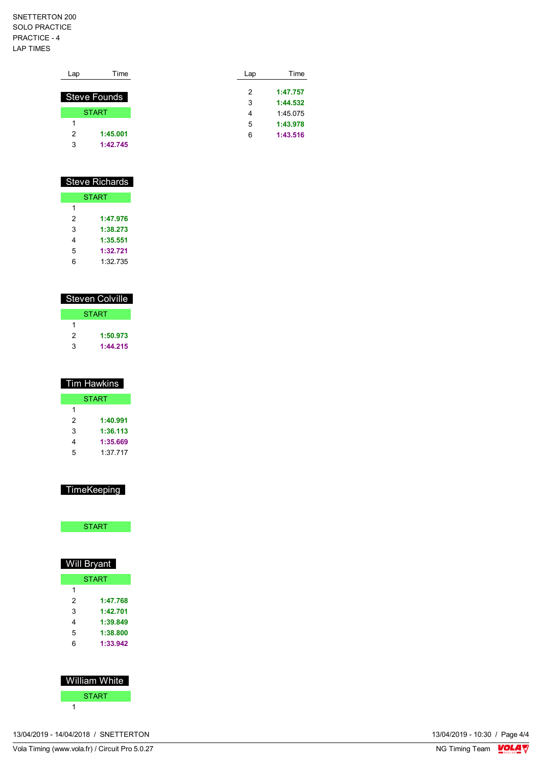SNETTERTON 200
SOLO PRACTICE
PRACTICE - 4
LAP TIMES

## Steve Founds

| Lap | Time |
|---|---|
| START | |
| 1 | |
| 2 | 1:45.001 |
| 3 | 1:42.745 |

## Steve Richards

| Lap | Time |
|---|---|
| START | |
| 1 | |
| 2 | 1:47.976 |
| 3 | 1:38.273 |
| 4 | 1:35.551 |
| 5 | 1:32.721 |
| 6 | 1:32.735 |

## Steven Colville

| Lap | Time |
|---|---|
| START | |
| 1 | |
| 2 | 1:50.973 |
| 3 | 1:44.215 |

## Tim Hawkins

| Lap | Time |
|---|---|
| START | |
| 1 | |
| 2 | 1:40.991 |
| 3 | 1:36.113 |
| 4 | 1:35.669 |
| 5 | 1:37.717 |

## TimeKeeping

| Lap | Time |
|---|---|
| START | |

## Will Bryant

| Lap | Time |
|---|---|
| START | |
| 1 | |
| 2 | 1:47.768 |
| 3 | 1:42.701 |
| 4 | 1:39.849 |
| 5 | 1:38.800 |
| 6 | 1:33.942 |

## William White

| Lap | Time |
|---|---|
| START | |
| 1 | |
| 2 | 1:47.757 |
| 3 | 1:44.532 |
| 4 | 1:45.075 |
| 5 | 1:43.978 |
| 6 | 1:43.516 |

13/04/2019 - 14/04/2018 / SNETTERTON

Vola Timing (www.vola.fr) / Circuit Pro 5.0.27

13/04/2019 - 10:30

NG Timing Team